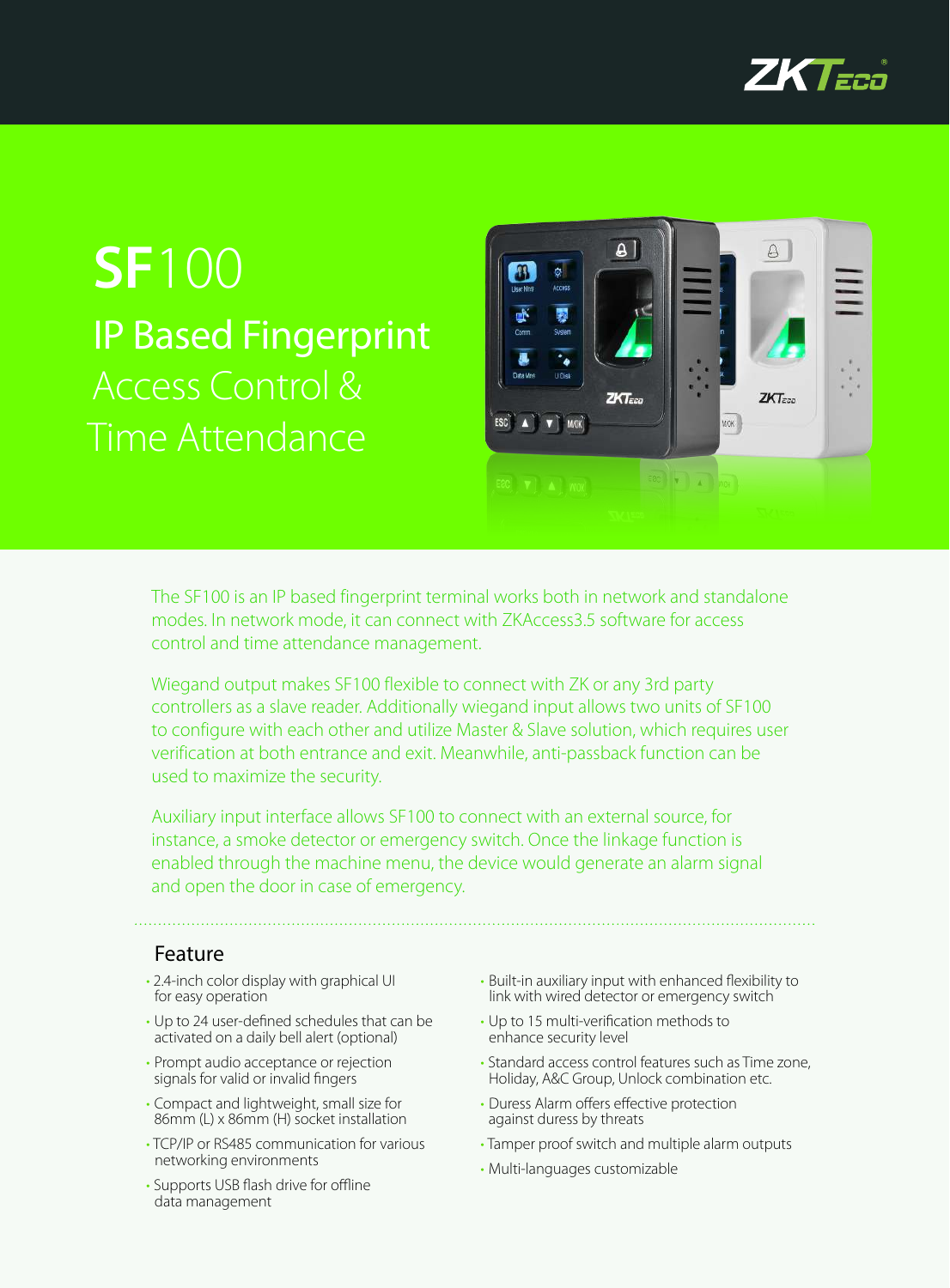# SF100

## IP Based Fingerprint Access Control & Time Attendance

The SF100 is an IP based fingerprint terminal works both in network and standalone modes. In network mode, it can connect with ZKAccess3.5 software for access control and time attendance management.

Wiegand output makes SF100 flexible to connect with ZK or any 3rd party controllers as a slave reader. Additionally wiegand input allows two units of SF100 to configure with each other and utilize Master & Slave solution, which requires user verification at both entrance and exit. Meanwhile, anti-passback function can be used to maximize the security.

Auxiliary input interface allows SF100 to connect with an external source, for instance, a smoke detector or emergency switch. Once the linkage function is enabled through the machine menu, the device would generate an alarm signal and open the door in case of emergency.

### Feature

- 2.4-inch color display with graphical UI for easy operation
- Up to 24 user-defined schedules that can be activated on a daily bell alert (optional)
- Prompt audio acceptance or rejection signals for valid or invalid fingers
- Compact and lightweight, small size for 86mm (L) x 86mm (H) socket installation
- TCP/IP or RS485 communication for various networking environments
- Supports USB flash drive for offline data management
- Built-in auxiliary input with enhanced flexibility to link with wired detector or emergency switch
- Up to 15 multi-verification methods to enhance security level
- Standard access control features such as Time zone, Holiday, A&C Group, Unlock combination etc.
- Duress Alarm offers effective protection against duress by threats
- Tamper proof switch and multiple alarm outputs
- Multi-languages customizable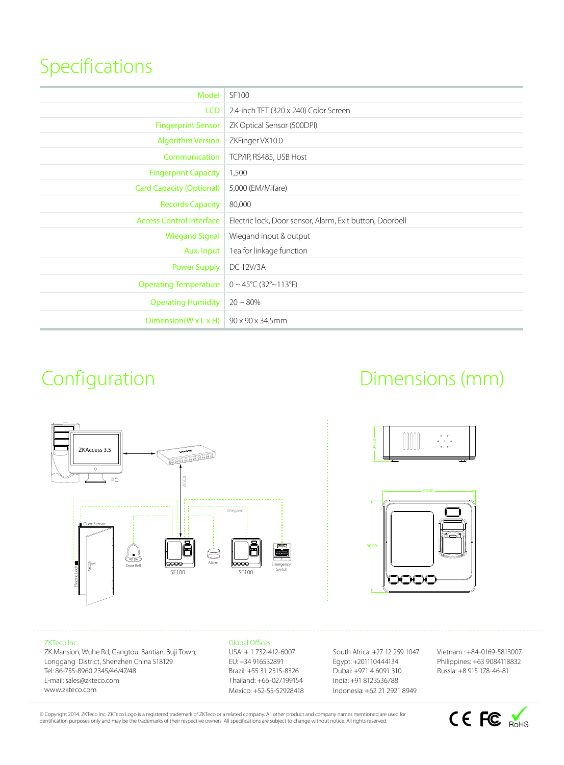# Specifications

| | |
|---|---|
| Model | SF100 |
| LCD | 2.4-inch TFT (320 x 240) Color Screen |
| Fingerprint Sensor | ZK Optical Sensor (500DPI) |
| Algorithm Version | ZKFinger VX10.0 |
| Communication | TCP/IP, RS485, USB Host |
| Fingerprint Capacity | 1,500 |
| Card Capacity (Optional) | 5,000 (EM/Mifare) |
| Records Capacity | 80,000 |
| Access Control Interface | Electric lock, Door sensor, Alarm, Exit button, Doorbell |
| Wiegand Signal | Wiegand input & output |
| Aux. Input | 1ea for linkage function |
| Power Supply | DC 12V/3A |
| Operating Temperature | 0 ~ 45°C (32°~113°F) |
| Operating Humidity | 20 ~ 80% |
| Dimension(W x L x H) | 90 x 90 x 34.5mm |

# Configuration

ZKAccess 3.5

PC

TCP/IP

Wiegand

Door Sensor

Electric Lock

Door Bell

SF100

Alarm

SF100

Emergency Switch

# Dimensions (mm)

34.50

90.00

90.00

ZKTeco Inc.
ZK Mansion, Wuhe Rd, Gangtou, Bantian, Buji Town,
Longgang District, Shenzhen China 518129
Tel: 86-755-8960 2345/46/47/48
E-mail: sales@zkteco.com
www.zkteco.com

Global Offices:
USA: + 1 732-412-6007
EU: +34 916532891
Brazil: +55 31 2515-8326
Thailand: +66-027199154
Mexico: +52-55-52928418

South Africa: +27 12 259 1047
Egypt: +201110444134
Dubai: +971 4 6091 310
India: +91 8123536788
Indonesia: +62 21 2921 8949

Vietnam : +84-0169-5813007
Philippines: +63 9084118832
Russia: +8 915 178-46-81

© Copyright 2014. ZKTeco Inc. ZKTeco Logo is a registered trademark of ZKTeco or a related company. All other product and company names mentioned are used for identification purposes only and may be the trademarks of their respective owners. All specifications are subject to change without notice. All rights reserved.

CE FC RoHS